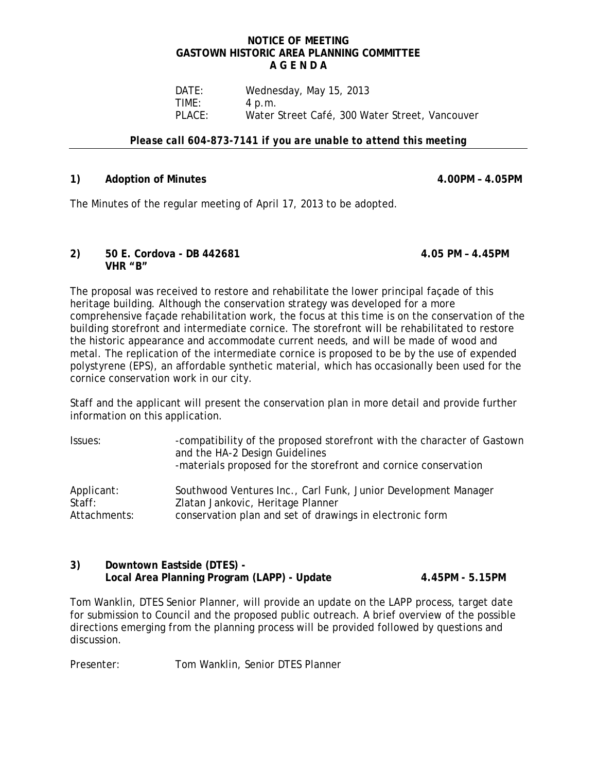**NOTICE OF MEETING**
**GASTOWN HISTORIC AREA PLANNING COMMITTEE**
**A G E N D A**

DATE: Wednesday, May 15, 2013
TIME: 4 p.m.
PLACE: Water Street Café, 300 Water Street, Vancouver

***Please call 604-873-7141 if you are unable to attend this meeting***

---

**1) Adoption of Minutes** **4.00PM – 4.05PM**

The Minutes of the regular meeting of April 17, 2013 to be adopted.

**2) 50 E. Cordova - DB 442681** **4.05 PM – 4.45PM**
**VHR "B"**

The proposal was received to restore and rehabilitate the lower principal façade of this heritage building. Although the conservation strategy was developed for a more comprehensive façade rehabilitation work, the focus at this time is on the conservation of the building storefront and intermediate cornice. The storefront will be rehabilitated to restore the historic appearance and accommodate current needs, and will be made of wood and metal. The replication of the intermediate cornice is proposed to be by the use of expended polystyrene (EPS), an affordable synthetic material, which has occasionally been used for the cornice conservation work in our city.

Staff and the applicant will present the conservation plan in more detail and provide further information on this application.

Issues: -compatibility of the proposed storefront with the character of Gastown and the HA-2 Design Guidelines
-materials proposed for the storefront and cornice conservation

Applicant: Southwood Ventures Inc., Carl Funk, Junior Development Manager
Staff: Zlatan Jankovic, Heritage Planner
Attachments: conservation plan and set of drawings in electronic form

**3) Downtown Eastside (DTES) -**
**Local Area Planning Program (LAPP) - Update** **4.45PM - 5.15PM**

Tom Wanklin, DTES Senior Planner, will provide an update on the LAPP process, target date for submission to Council and the proposed public outreach. A brief overview of the possible directions emerging from the planning process will be provided followed by questions and discussion.

Presenter: Tom Wanklin, Senior DTES Planner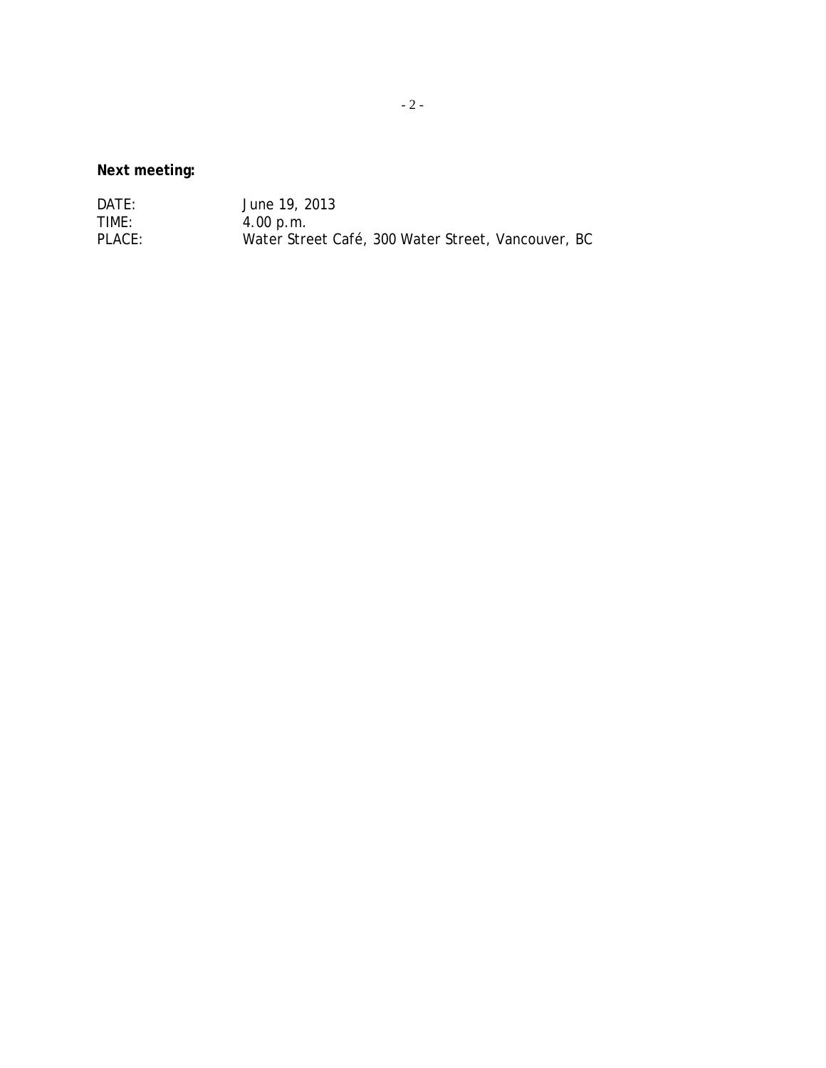**Next meeting:**

| | |
|---|---|
| DATE: | June 19, 2013 |
| TIME: | 4.00 p.m. |
| PLACE: | Water Street Café, 300 Water Street, Vancouver, BC |